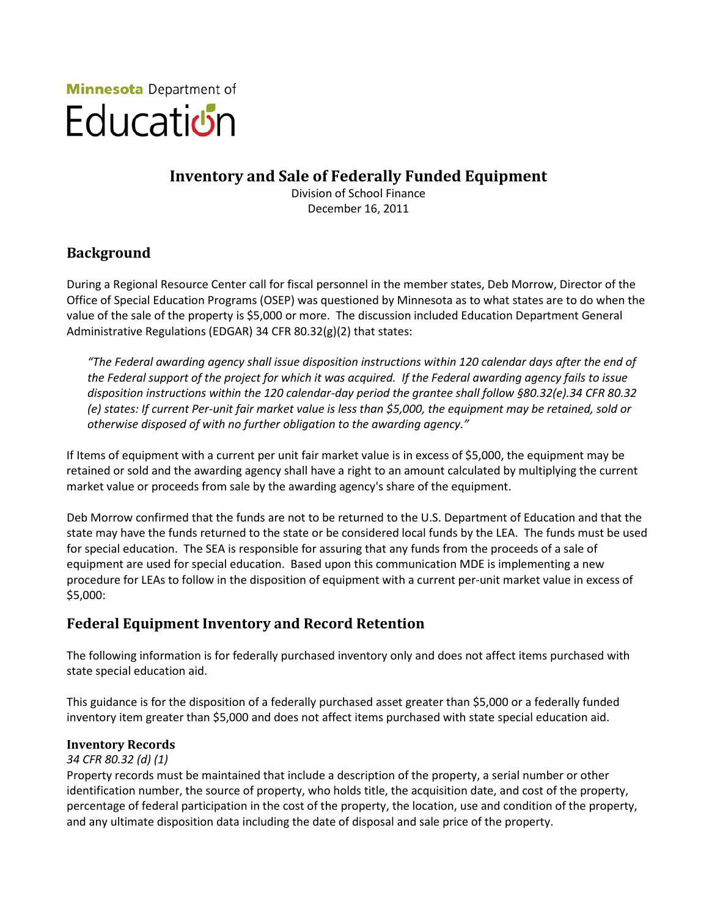Minnesota Department of Education

# Inventory and Sale of Federally Funded Equipment

Division of School Finance
December 16, 2011

## Background

During a Regional Resource Center call for fiscal personnel in the member states, Deb Morrow, Director of the Office of Special Education Programs (OSEP) was questioned by Minnesota as to what states are to do when the value of the sale of the property is $5,000 or more. The discussion included Education Department General Administrative Regulations (EDGAR) 34 CFR 80.32(g)(2) that states:

> *"The Federal awarding agency shall issue disposition instructions within 120 calendar days after the end of the Federal support of the project for which it was acquired. If the Federal awarding agency fails to issue disposition instructions within the 120 calendar-day period the grantee shall follow §80.32(e).34 CFR 80.32 (e) states: If current Per-unit fair market value is less than $5,000, the equipment may be retained, sold or otherwise disposed of with no further obligation to the awarding agency."*

If Items of equipment with a current per unit fair market value is in excess of $5,000, the equipment may be retained or sold and the awarding agency shall have a right to an amount calculated by multiplying the current market value or proceeds from sale by the awarding agency's share of the equipment.

Deb Morrow confirmed that the funds are not to be returned to the U.S. Department of Education and that the state may have the funds returned to the state or be considered local funds by the LEA. The funds must be used for special education. The SEA is responsible for assuring that any funds from the proceeds of a sale of equipment are used for special education. Based upon this communication MDE is implementing a new procedure for LEAs to follow in the disposition of equipment with a current per-unit market value in excess of $5,000:

## Federal Equipment Inventory and Record Retention

The following information is for federally purchased inventory only and does not affect items purchased with state special education aid.

This guidance is for the disposition of a federally purchased asset greater than $5,000 or a federally funded inventory item greater than $5,000 and does not affect items purchased with state special education aid.

### Inventory Records

*34 CFR 80.32 (d) (1)*

Property records must be maintained that include a description of the property, a serial number or other identification number, the source of property, who holds title, the acquisition date, and cost of the property, percentage of federal participation in the cost of the property, the location, use and condition of the property, and any ultimate disposition data including the date of disposal and sale price of the property.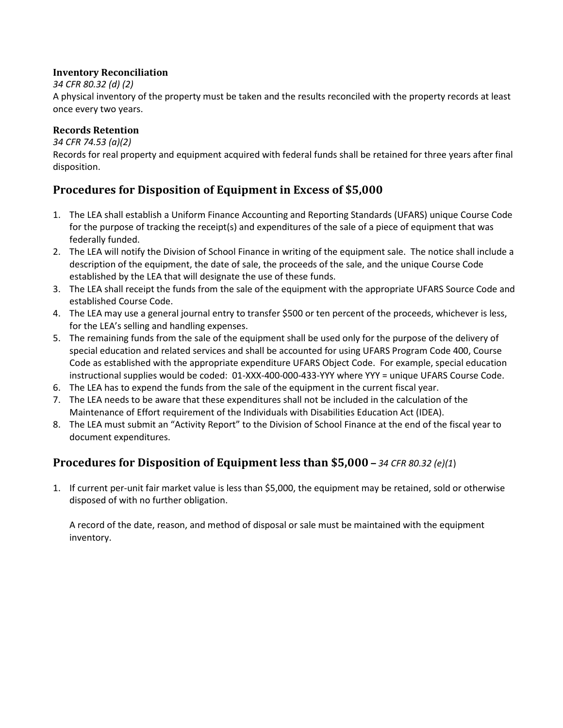**Inventory Reconciliation**

*34 CFR 80.32 (d) (2)*

A physical inventory of the property must be taken and the results reconciled with the property records at least once every two years.

**Records Retention**

*34 CFR 74.53 (a)(2)*

Records for real property and equipment acquired with federal funds shall be retained for three years after final disposition.

## Procedures for Disposition of Equipment in Excess of $5,000

1. The LEA shall establish a Uniform Finance Accounting and Reporting Standards (UFARS) unique Course Code for the purpose of tracking the receipt(s) and expenditures of the sale of a piece of equipment that was federally funded.
2. The LEA will notify the Division of School Finance in writing of the equipment sale. The notice shall include a description of the equipment, the date of sale, the proceeds of the sale, and the unique Course Code established by the LEA that will designate the use of these funds.
3. The LEA shall receipt the funds from the sale of the equipment with the appropriate UFARS Source Code and established Course Code.
4. The LEA may use a general journal entry to transfer $500 or ten percent of the proceeds, whichever is less, for the LEA's selling and handling expenses.
5. The remaining funds from the sale of the equipment shall be used only for the purpose of the delivery of special education and related services and shall be accounted for using UFARS Program Code 400, Course Code as established with the appropriate expenditure UFARS Object Code. For example, special education instructional supplies would be coded: 01-XXX-400-000-433-YYY where YYY = unique UFARS Course Code.
6. The LEA has to expend the funds from the sale of the equipment in the current fiscal year.
7. The LEA needs to be aware that these expenditures shall not be included in the calculation of the Maintenance of Effort requirement of the Individuals with Disabilities Education Act (IDEA).
8. The LEA must submit an "Activity Report" to the Division of School Finance at the end of the fiscal year to document expenditures.

## Procedures for Disposition of Equipment less than $5,000 – *34 CFR 80.32 (e)(1*)

1. If current per-unit fair market value is less than $5,000, the equipment may be retained, sold or otherwise disposed of with no further obligation.

   A record of the date, reason, and method of disposal or sale must be maintained with the equipment inventory.